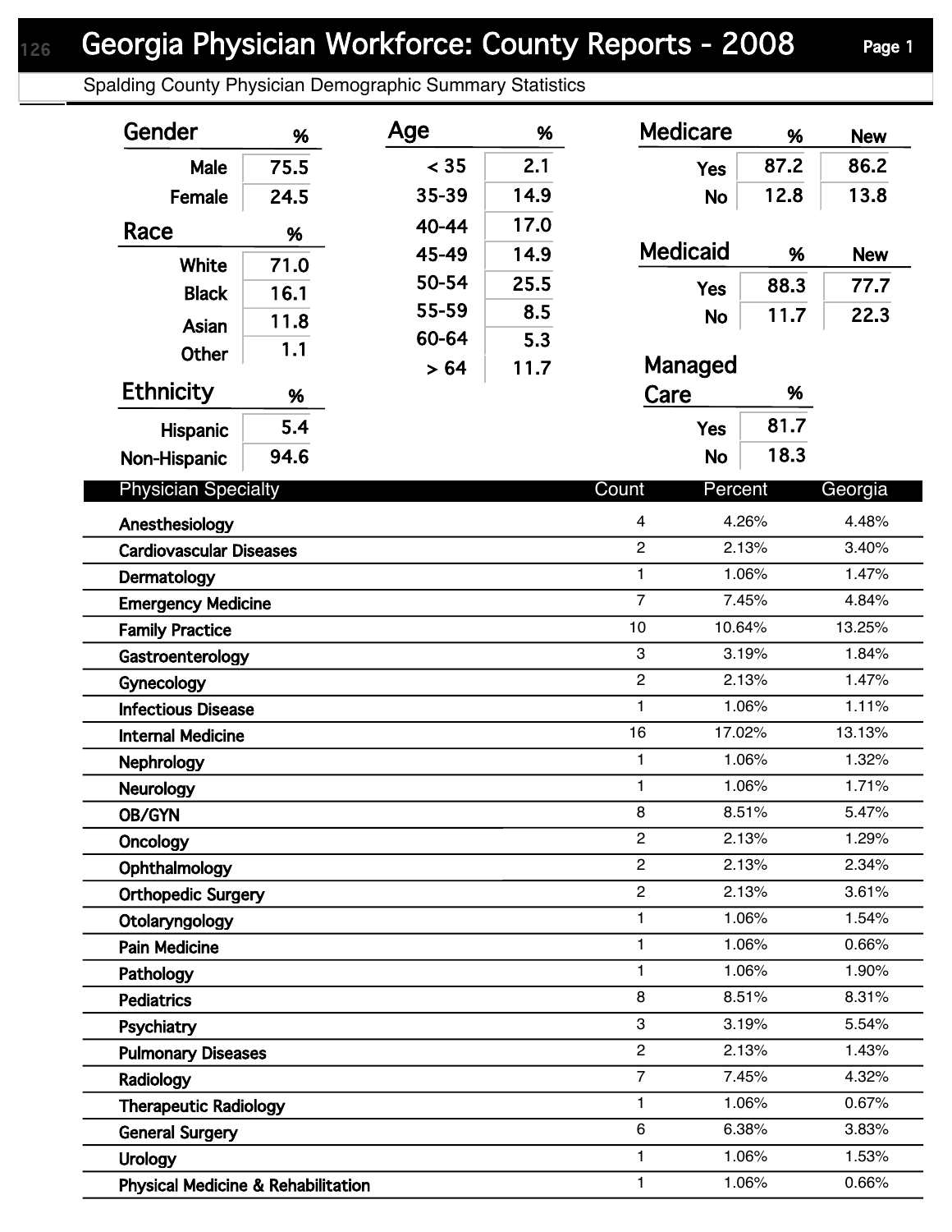# Georgia Physician Workforce: County Reports - 2008

## Spalding County Physician Demographic Summary Statistics

### Gender

| Gender | % |
|---|---|
| Male | 75.5 |
| Female | 24.5 |

### Race

| Race | % |
|---|---|
| White | 71.0 |
| Black | 16.1 |
| Asian | 11.8 |
| Other | 1.1 |

### Ethnicity

| Ethnicity | % |
|---|---|
| Hispanic | 5.4 |
| Non-Hispanic | 94.6 |

### Age

| Age | % |
|---|---|
| < 35 | 2.1 |
| 35-39 | 14.9 |
| 40-44 | 17.0 |
| 45-49 | 14.9 |
| 50-54 | 25.5 |
| 55-59 | 8.5 |
| 60-64 | 5.3 |
| > 64 | 11.7 |

### Medicare

| Medicare | % | New |
|---|---|---|
| Yes | 87.2 | 86.2 |
| No | 12.8 | 13.8 |

### Medicaid

| Medicaid | % | New |
|---|---|---|
| Yes | 88.3 | 77.7 |
| No | 11.7 | 22.3 |

### Managed Care

| Managed Care | % |
|---|---|
| Yes | 81.7 |
| No | 18.3 |

### Physician Specialty

| Physician Specialty | Count | Percent | Georgia |
|---|---|---|---|
| Anesthesiology | 4 | 4.26% | 4.48% |
| Cardiovascular Diseases | 2 | 2.13% | 3.40% |
| Dermatology | 1 | 1.06% | 1.47% |
| Emergency Medicine | 7 | 7.45% | 4.84% |
| Family Practice | 10 | 10.64% | 13.25% |
| Gastroenterology | 3 | 3.19% | 1.84% |
| Gynecology | 2 | 2.13% | 1.47% |
| Infectious Disease | 1 | 1.06% | 1.11% |
| Internal Medicine | 16 | 17.02% | 13.13% |
| Nephrology | 1 | 1.06% | 1.32% |
| Neurology | 1 | 1.06% | 1.71% |
| OB/GYN | 8 | 8.51% | 5.47% |
| Oncology | 2 | 2.13% | 1.29% |
| Ophthalmology | 2 | 2.13% | 2.34% |
| Orthopedic Surgery | 2 | 2.13% | 3.61% |
| Otolaryngology | 1 | 1.06% | 1.54% |
| Pain Medicine | 1 | 1.06% | 0.66% |
| Pathology | 1 | 1.06% | 1.90% |
| Pediatrics | 8 | 8.51% | 8.31% |
| Psychiatry | 3 | 3.19% | 5.54% |
| Pulmonary Diseases | 2 | 2.13% | 1.43% |
| Radiology | 7 | 7.45% | 4.32% |
| Therapeutic Radiology | 1 | 1.06% | 0.67% |
| General Surgery | 6 | 6.38% | 3.83% |
| Urology | 1 | 1.06% | 1.53% |
| Physical Medicine & Rehabilitation | 1 | 1.06% | 0.66% |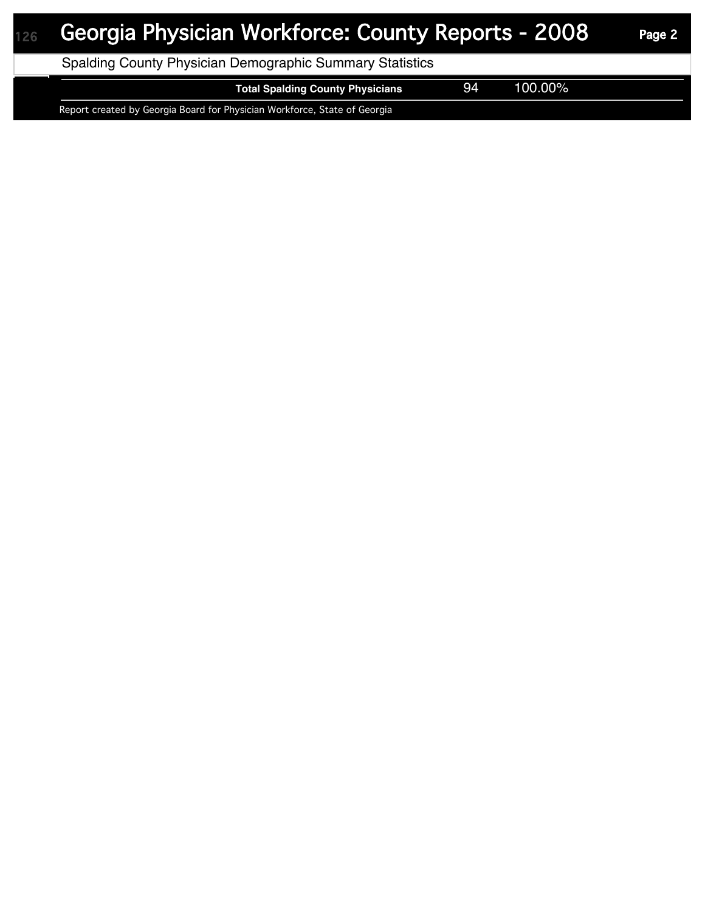## Spalding County Physician Demographic Summary Statistics

| | | |
|---|---|---|
| **Total Spalding County Physicians** | 94 | 100.00% |

Report created by Georgia Board for Physician Workforce, State of Georgia